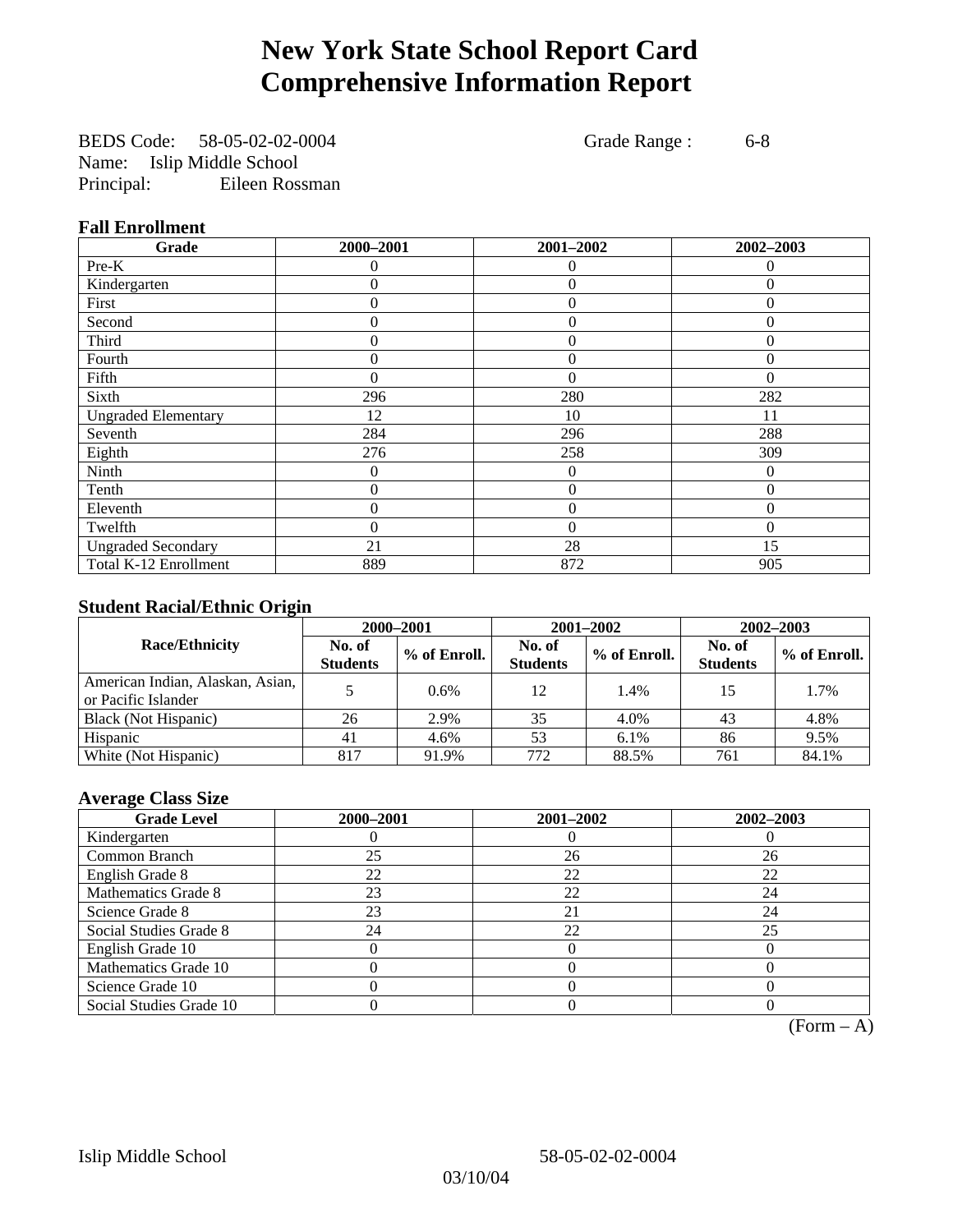# New York State School Report Card
# Comprehensive Information Report

BEDS Code: 58-05-02-02-0004 Grade Range : 6-8
Name: Islip Middle School
Principal: Eileen Rossman

### Fall Enrollment

| Grade | 2000–2001 | 2001–2002 | 2002–2003 |
|---|---|---|---|
| Pre-K | 0 | 0 | 0 |
| Kindergarten | 0 | 0 | 0 |
| First | 0 | 0 | 0 |
| Second | 0 | 0 | 0 |
| Third | 0 | 0 | 0 |
| Fourth | 0 | 0 | 0 |
| Fifth | 0 | 0 | 0 |
| Sixth | 296 | 280 | 282 |
| Ungraded Elementary | 12 | 10 | 11 |
| Seventh | 284 | 296 | 288 |
| Eighth | 276 | 258 | 309 |
| Ninth | 0 | 0 | 0 |
| Tenth | 0 | 0 | 0 |
| Eleventh | 0 | 0 | 0 |
| Twelfth | 0 | 0 | 0 |
| Ungraded Secondary | 21 | 28 | 15 |
| Total K-12 Enrollment | 889 | 872 | 905 |

### Student Racial/Ethnic Origin

| Race/Ethnicity | 2000–2001 | | 2001–2002 | | 2002–2003 | |
|---|---|---|---|---|---|---|
| | No. of Students | % of Enroll. | No. of Students | % of Enroll. | No. of Students | % of Enroll. |
| American Indian, Alaskan, Asian, or Pacific Islander | 5 | 0.6% | 12 | 1.4% | 15 | 1.7% |
| Black (Not Hispanic) | 26 | 2.9% | 35 | 4.0% | 43 | 4.8% |
| Hispanic | 41 | 4.6% | 53 | 6.1% | 86 | 9.5% |
| White (Not Hispanic) | 817 | 91.9% | 772 | 88.5% | 761 | 84.1% |

### Average Class Size

| Grade Level | 2000–2001 | 2001–2002 | 2002–2003 |
|---|---|---|---|
| Kindergarten | 0 | 0 | 0 |
| Common Branch | 25 | 26 | 26 |
| English Grade 8 | 22 | 22 | 22 |
| Mathematics Grade 8 | 23 | 22 | 24 |
| Science Grade 8 | 23 | 21 | 24 |
| Social Studies Grade 8 | 24 | 22 | 25 |
| English Grade 10 | 0 | 0 | 0 |
| Mathematics Grade 10 | 0 | 0 | 0 |
| Science Grade 10 | 0 | 0 | 0 |
| Social Studies Grade 10 | 0 | 0 | 0 |

(Form – A)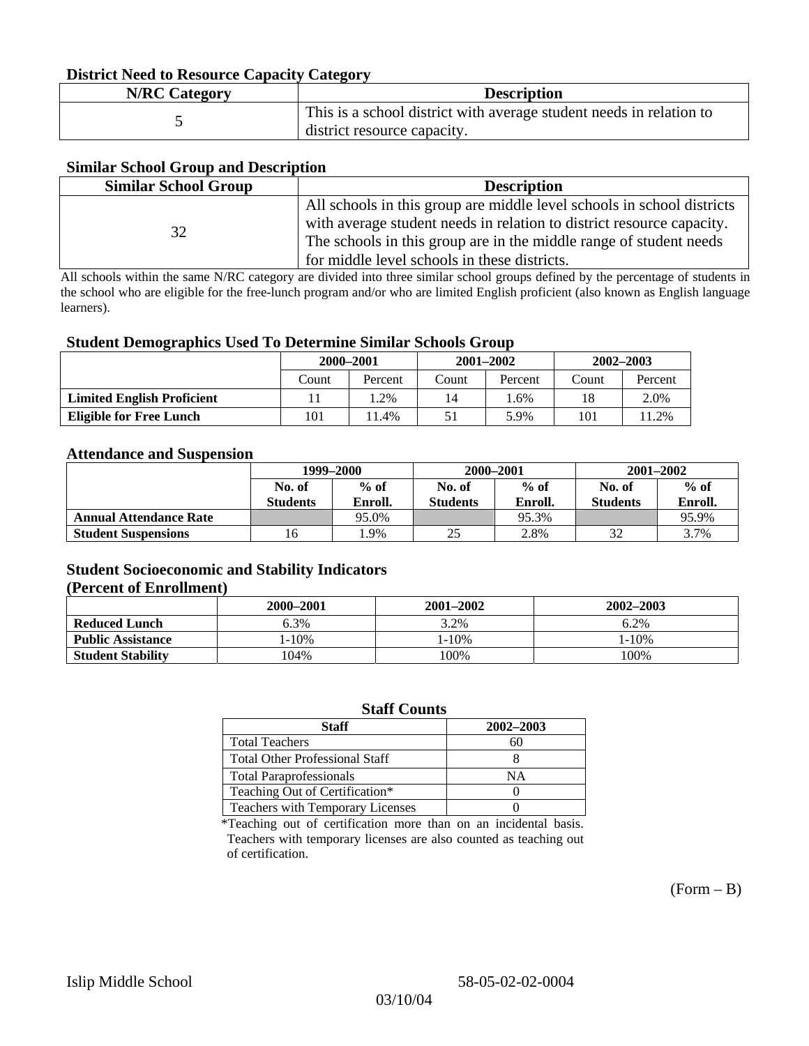### District Need to Resource Capacity Category

| N/RC Category | Description |
|---|---|
| 5 | This is a school district with average student needs in relation to district resource capacity. |

### Similar School Group and Description

| Similar School Group | Description |
|---|---|
| 32 | All schools in this group are middle level schools in school districts with average student needs in relation to district resource capacity. The schools in this group are in the middle range of student needs for middle level schools in these districts. |

All schools within the same N/RC category are divided into three similar school groups defined by the percentage of students in the school who are eligible for the free-lunch program and/or who are limited English proficient (also known as English language learners).

### Student Demographics Used To Determine Similar Schools Group

| | 2000–2001 | | 2001–2002 | | 2002–2003 | |
|---|---|---|---|---|---|---|
| | Count | Percent | Count | Percent | Count | Percent |
| **Limited English Proficient** | 11 | 1.2% | 14 | 1.6% | 18 | 2.0% |
| **Eligible for Free Lunch** | 101 | 11.4% | 51 | 5.9% | 101 | 11.2% |

### Attendance and Suspension

| | 1999–2000 | | 2000–2001 | | 2001–2002 | |
|---|---|---|---|---|---|---|
| | No. of Students | % of Enroll. | No. of Students | % of Enroll. | No. of Students | % of Enroll. |
| **Annual Attendance Rate** | | 95.0% | | 95.3% | | 95.9% |
| **Student Suspensions** | 16 | 1.9% | 25 | 2.8% | 32 | 3.7% |

### Student Socioeconomic and Stability Indicators (Percent of Enrollment)

| | 2000–2001 | 2001–2002 | 2002–2003 |
|---|---|---|---|
| **Reduced Lunch** | 6.3% | 3.2% | 6.2% |
| **Public Assistance** | 1-10% | 1-10% | 1-10% |
| **Student Stability** | 104% | 100% | 100% |

### Staff Counts

| Staff | 2002–2003 |
|---|---|
| Total Teachers | 60 |
| Total Other Professional Staff | 8 |
| Total Paraprofessionals | NA |
| Teaching Out of Certification* | 0 |
| Teachers with Temporary Licenses | 0 |

*Teaching out of certification more than on an incidental basis. Teachers with temporary licenses are also counted as teaching out of certification.

(Form – B)

Islip Middle School 58-05-02-02-0004

03/10/04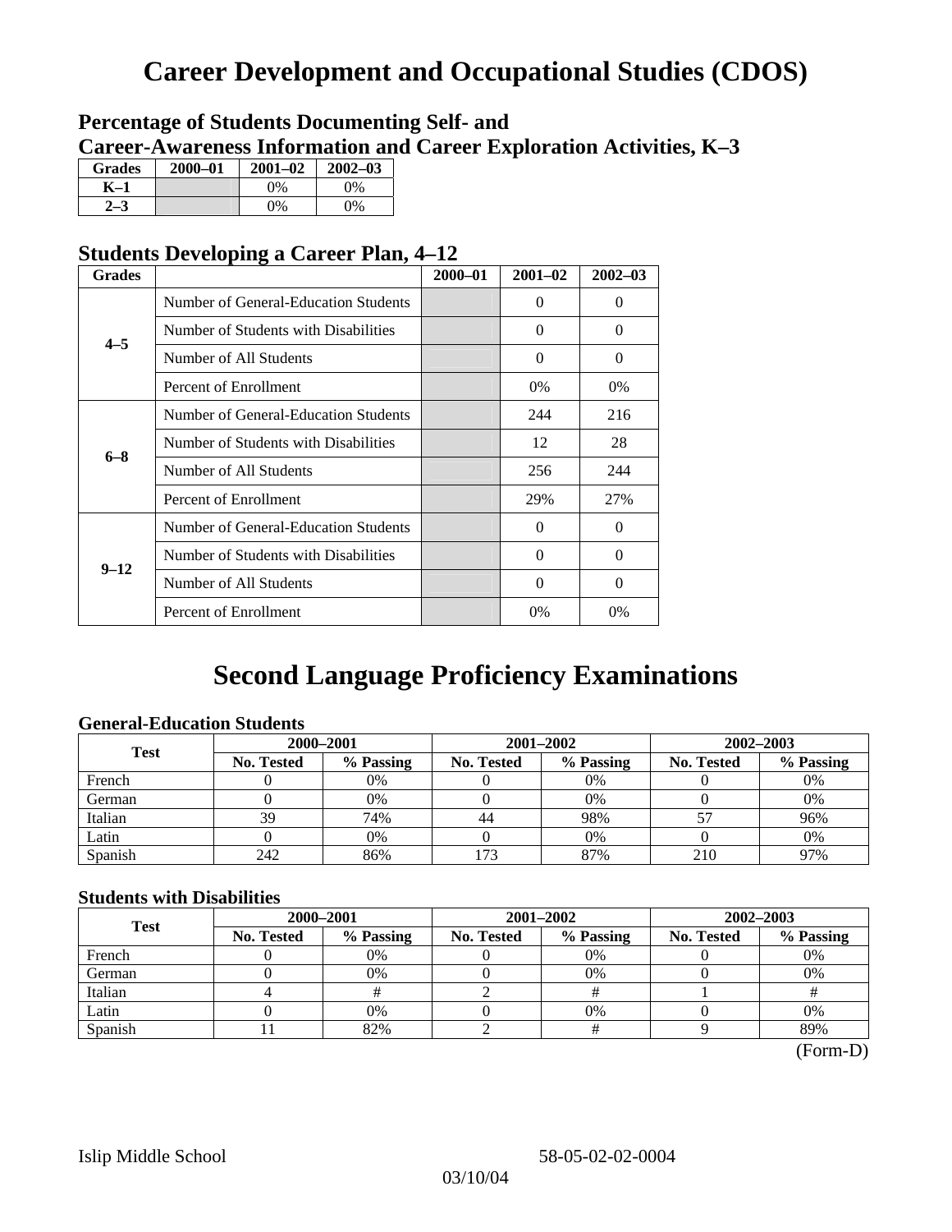# Career Development and Occupational Studies (CDOS)

## Percentage of Students Documenting Self- and Career-Awareness Information and Career Exploration Activities, K–3

| Grades | 2000–01 | 2001–02 | 2002–03 |
|---|---|---|---|
| K–1 | | 0% | 0% |
| 2–3 | | 0% | 0% |

## Students Developing a Career Plan, 4–12

| Grades | | 2000–01 | 2001–02 | 2002–03 |
|---|---|---|---|---|
| 4–5 | Number of General-Education Students | | 0 | 0 |
| | Number of Students with Disabilities | | 0 | 0 |
| | Number of All Students | | 0 | 0 |
| | Percent of Enrollment | | 0% | 0% |
| 6–8 | Number of General-Education Students | | 244 | 216 |
| | Number of Students with Disabilities | | 12 | 28 |
| | Number of All Students | | 256 | 244 |
| | Percent of Enrollment | | 29% | 27% |
| 9–12 | Number of General-Education Students | | 0 | 0 |
| | Number of Students with Disabilities | | 0 | 0 |
| | Number of All Students | | 0 | 0 |
| | Percent of Enrollment | | 0% | 0% |

# Second Language Proficiency Examinations

### General-Education Students

| Test | 2000–2001 | | 2001–2002 | | 2002–2003 | |
|---|---|---|---|---|---|---|
| | No. Tested | % Passing | No. Tested | % Passing | No. Tested | % Passing |
| French | 0 | 0% | 0 | 0% | 0 | 0% |
| German | 0 | 0% | 0 | 0% | 0 | 0% |
| Italian | 39 | 74% | 44 | 98% | 57 | 96% |
| Latin | 0 | 0% | 0 | 0% | 0 | 0% |
| Spanish | 242 | 86% | 173 | 87% | 210 | 97% |

### Students with Disabilities

| Test | 2000–2001 | | 2001–2002 | | 2002–2003 | |
|---|---|---|---|---|---|---|
| | No. Tested | % Passing | No. Tested | % Passing | No. Tested | % Passing |
| French | 0 | 0% | 0 | 0% | 0 | 0% |
| German | 0 | 0% | 0 | 0% | 0 | 0% |
| Italian | 4 | # | 2 | # | 1 | # |
| Latin | 0 | 0% | 0 | 0% | 0 | 0% |
| Spanish | 11 | 82% | 2 | # | 9 | 89% |

(Form-D)

Islip Middle School 58-05-02-02-0004

03/10/04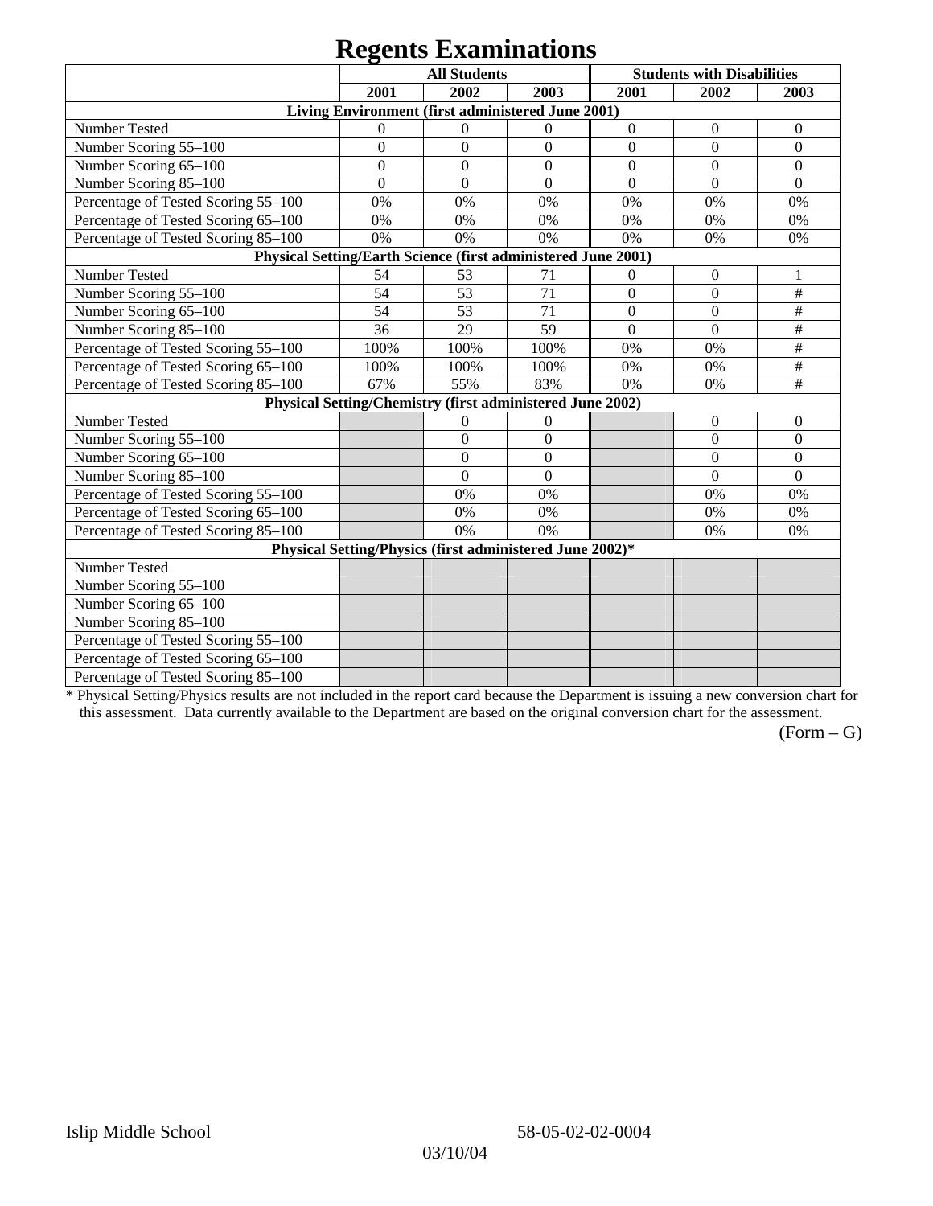# Regents Examinations

| | All Students | | | Students with Disabilities | | |
|---|---|---|---|---|---|---|
| | 2001 | 2002 | 2003 | 2001 | 2002 | 2003 |
| **Living Environment (first administered June 2001)** | | | | | | |
| Number Tested | 0 | 0 | 0 | 0 | 0 | 0 |
| Number Scoring 55–100 | 0 | 0 | 0 | 0 | 0 | 0 |
| Number Scoring 65–100 | 0 | 0 | 0 | 0 | 0 | 0 |
| Number Scoring 85–100 | 0 | 0 | 0 | 0 | 0 | 0 |
| Percentage of Tested Scoring 55–100 | 0% | 0% | 0% | 0% | 0% | 0% |
| Percentage of Tested Scoring 65–100 | 0% | 0% | 0% | 0% | 0% | 0% |
| Percentage of Tested Scoring 85–100 | 0% | 0% | 0% | 0% | 0% | 0% |
| **Physical Setting/Earth Science (first administered June 2001)** | | | | | | |
| Number Tested | 54 | 53 | 71 | 0 | 0 | 1 |
| Number Scoring 55–100 | 54 | 53 | 71 | 0 | 0 | # |
| Number Scoring 65–100 | 54 | 53 | 71 | 0 | 0 | # |
| Number Scoring 85–100 | 36 | 29 | 59 | 0 | 0 | # |
| Percentage of Tested Scoring 55–100 | 100% | 100% | 100% | 0% | 0% | # |
| Percentage of Tested Scoring 65–100 | 100% | 100% | 100% | 0% | 0% | # |
| Percentage of Tested Scoring 85–100 | 67% | 55% | 83% | 0% | 0% | # |
| **Physical Setting/Chemistry (first administered June 2002)** | | | | | | |
| Number Tested | | 0 | 0 | | 0 | 0 |
| Number Scoring 55–100 | | 0 | 0 | | 0 | 0 |
| Number Scoring 65–100 | | 0 | 0 | | 0 | 0 |
| Number Scoring 85–100 | | 0 | 0 | | 0 | 0 |
| Percentage of Tested Scoring 55–100 | | 0% | 0% | | 0% | 0% |
| Percentage of Tested Scoring 65–100 | | 0% | 0% | | 0% | 0% |
| Percentage of Tested Scoring 85–100 | | 0% | 0% | | 0% | 0% |
| **Physical Setting/Physics (first administered June 2002)*** | | | | | | |
| Number Tested | | | | | | |
| Number Scoring 55–100 | | | | | | |
| Number Scoring 65–100 | | | | | | |
| Number Scoring 85–100 | | | | | | |
| Percentage of Tested Scoring 55–100 | | | | | | |
| Percentage of Tested Scoring 65–100 | | | | | | |
| Percentage of Tested Scoring 85–100 | | | | | | |

* Physical Setting/Physics results are not included in the report card because the Department is issuing a new conversion chart for this assessment. Data currently available to the Department are based on the original conversion chart for the assessment.

(Form – G)

Islip Middle School 58-05-02-02-0004

03/10/04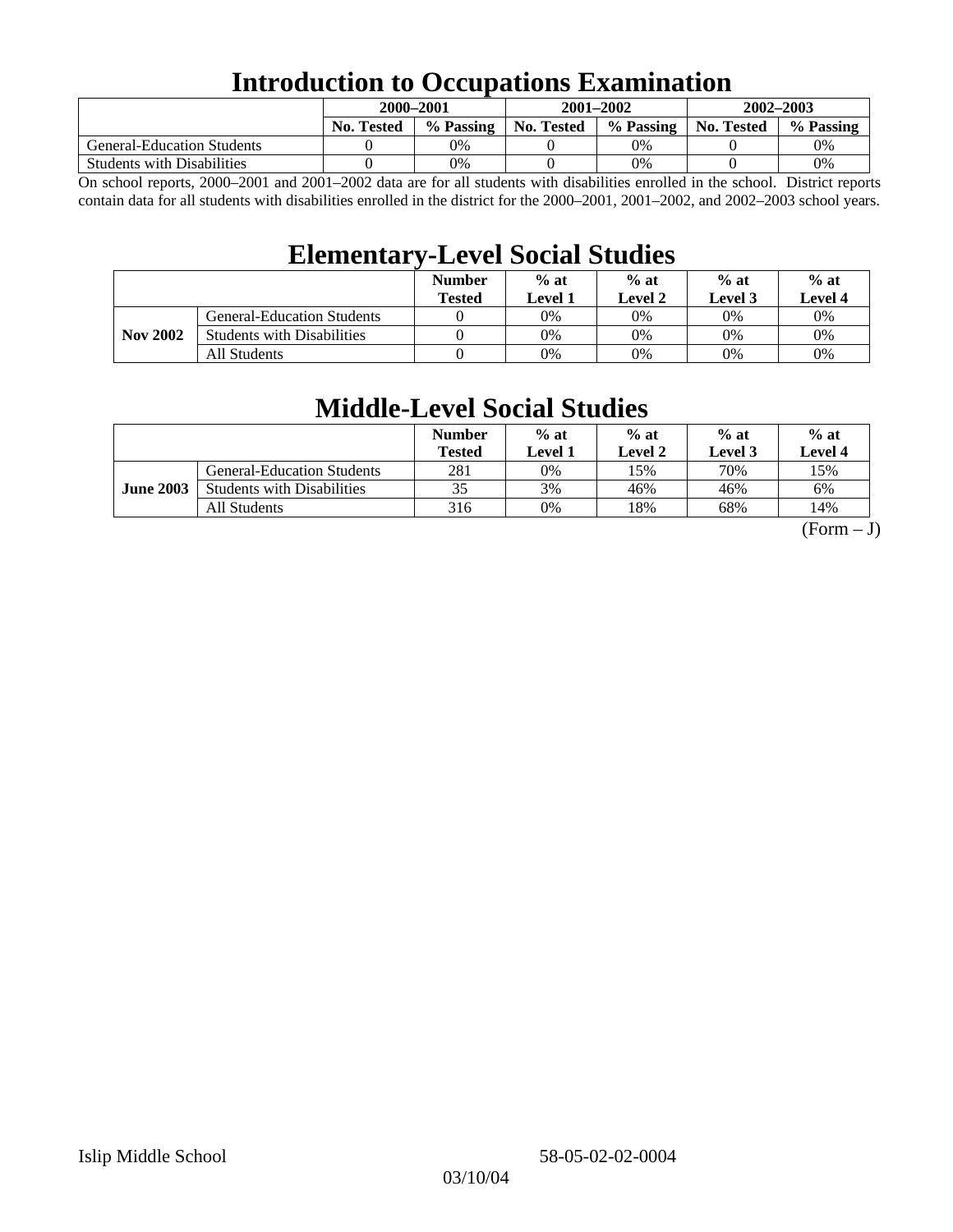# Introduction to Occupations Examination

| | 2000–2001 | | 2001–2002 | | 2002–2003 | |
|---|---|---|---|---|---|---|
| | No. Tested | % Passing | No. Tested | % Passing | No. Tested | % Passing |
| General-Education Students | 0 | 0% | 0 | 0% | 0 | 0% |
| Students with Disabilities | 0 | 0% | 0 | 0% | 0 | 0% |

On school reports, 2000–2001 and 2001–2002 data are for all students with disabilities enrolled in the school. District reports contain data for all students with disabilities enrolled in the district for the 2000–2001, 2001–2002, and 2002–2003 school years.

# Elementary-Level Social Studies

| | | Number Tested | % at Level 1 | % at Level 2 | % at Level 3 | % at Level 4 |
|---|---|---|---|---|---|---|
| **Nov 2002** | General-Education Students | 0 | 0% | 0% | 0% | 0% |
| | Students with Disabilities | 0 | 0% | 0% | 0% | 0% |
| | All Students | 0 | 0% | 0% | 0% | 0% |

# Middle-Level Social Studies

| | | Number Tested | % at Level 1 | % at Level 2 | % at Level 3 | % at Level 4 |
|---|---|---|---|---|---|---|
| **June 2003** | General-Education Students | 281 | 0% | 15% | 70% | 15% |
| | Students with Disabilities | 35 | 3% | 46% | 46% | 6% |
| | All Students | 316 | 0% | 18% | 68% | 14% |

(Form – J)

Islip Middle School 58-05-02-02-0004

03/10/04